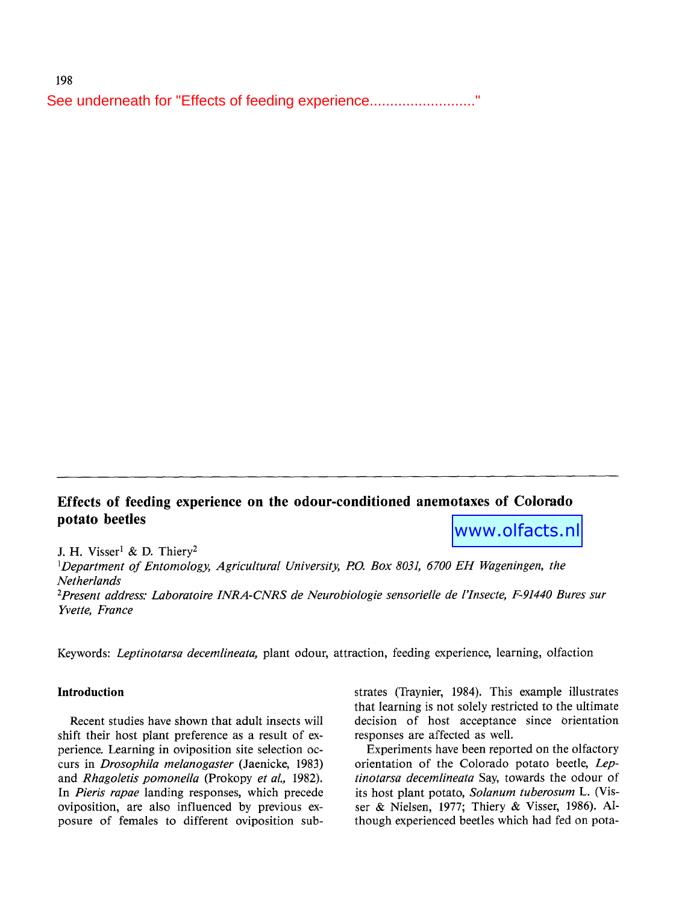See underneath for "Effects of feeding experience.........................."

# Effects of feeding experience on the odour-conditioned anemotaxes of Colorado potato beetles

www.olfacts.nl

J. H. Visser[1] & D. Thiery[2]

[1]*Department of Entomology, Agricultural University, P.O. Box 8031, 6700 EH Wageningen, the Netherlands*

[2]*Present address: Laboratoire INRA-CNRS de Neurobiologie sensorielle de l'Insecte, F-91440 Bures sur Yvette, France*

Keywords: *Leptinotarsa decemlineata,* plant odour, attraction, feeding experience, learning, olfaction

## Introduction

Recent studies have shown that adult insects will shift their host plant preference as a result of experience. Learning in oviposition site selection occurs in *Drosophila melanogaster* (Jaenicke, 1983) and *Rhagoletis pomonella* (Prokopy *et al.,* 1982). In *Pieris rapae* landing responses, which precede oviposition, are also influenced by previous exposure of females to different oviposition substrates (Traynier, 1984). This example illustrates that learning is not solely restricted to the ultimate decision of host acceptance since orientation responses are affected as well.

Experiments have been reported on the olfactory orientation of the Colorado potato beetle, *Leptinotarsa decemlineata* Say, towards the odour of its host plant potato, *Solanum tuberosum* L. (Visser & Nielsen, 1977; Thiery & Visser, 1986). Although experienced beetles which had fed on pota-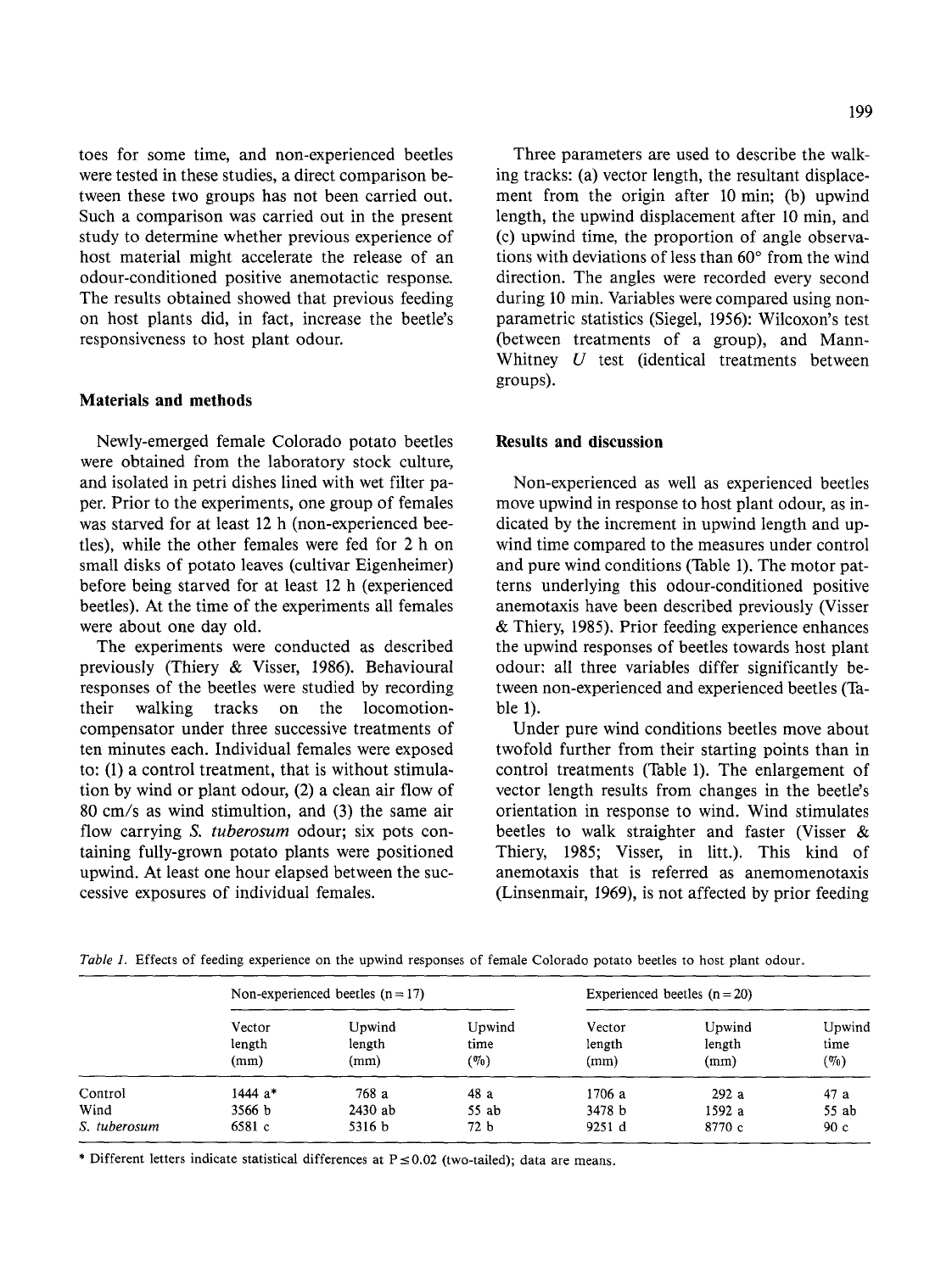toes for some time, and non-experienced beetles were tested in these studies, a direct comparison between these two groups has not been carried out. Such a comparison was carried out in the present study to determine whether previous experience of host material might accelerate the release of an odour-conditioned positive anemotactic response. The results obtained showed that previous feeding on host plants did, in fact, increase the beetle's responsiveness to host plant odour.

## Materials and methods

Newly-emerged female Colorado potato beetles were obtained from the laboratory stock culture, and isolated in petri dishes lined with wet filter paper. Prior to the experiments, one group of females was starved for at least 12 h (non-experienced beetles), while the other females were fed for 2 h on small disks of potato leaves (cultivar Eigenheimer) before being starved for at least 12 h (experienced beetles). At the time of the experiments all females were about one day old.

The experiments were conducted as described previously (Thiery & Visser, 1986). Behavioural responses of the beetles were studied by recording their walking tracks on the locomotion-compensator under three successive treatments of ten minutes each. Individual females were exposed to: (1) a control treatment, that is without stimulation by wind or plant odour, (2) a clean air flow of 80 cm/s as wind stimultion, and (3) the same air flow carrying *S. tuberosum* odour; six pots containing fully-grown potato plants were positioned upwind. At least one hour elapsed between the successive exposures of individual females.

Three parameters are used to describe the walking tracks: (a) vector length, the resultant displacement from the origin after 10 min; (b) upwind length, the upwind displacement after 10 min, and (c) upwind time, the proportion of angle observations with deviations of less than 60° from the wind direction. The angles were recorded every second during 10 min. Variables were compared using non-parametric statistics (Siegel, 1956): Wilcoxon's test (between treatments of a group), and Mann-Whitney *U* test (identical treatments between groups).

## Results and discussion

Non-experienced as well as experienced beetles move upwind in response to host plant odour, as indicated by the increment in upwind length and upwind time compared to the measures under control and pure wind conditions (Table 1). The motor patterns underlying this odour-conditioned positive anemotaxis have been described previously (Visser & Thiery, 1985). Prior feeding experience enhances the upwind responses of beetles towards host plant odour: all three variables differ significantly between non-experienced and experienced beetles (Table 1).

Under pure wind conditions beetles move about twofold further from their starting points than in control treatments (Table 1). The enlargement of vector length results from changes in the beetle's orientation in response to wind. Wind stimulates beetles to walk straighter and faster (Visser & Thiery, 1985; Visser, in litt.). This kind of anemotaxis that is referred as anemomenotaxis (Linsenmair, 1969), is not affected by prior feeding

*Table 1.* Effects of feeding experience on the upwind responses of female Colorado potato beetles to host plant odour.

| | Non-experienced beetles (n = 17) | | | Experienced beetles (n = 20) | | |
|---|---|---|---|---|---|---|
| | Vector length (mm) | Upwind length (mm) | Upwind time (%) | Vector length (mm) | Upwind length (mm) | Upwind time (%) |
| Control | 1444 a* | 768 a | 48 a | 1706 a | 292 a | 47 a |
| Wind | 3566 b | 2430 ab | 55 ab | 3478 b | 1592 a | 55 ab |
| *S. tuberosum* | 6581 c | 5316 b | 72 b | 9251 d | 8770 c | 90 c |

\* Different letters indicate statistical differences at $P \leq 0.02$ (two-tailed); data are means.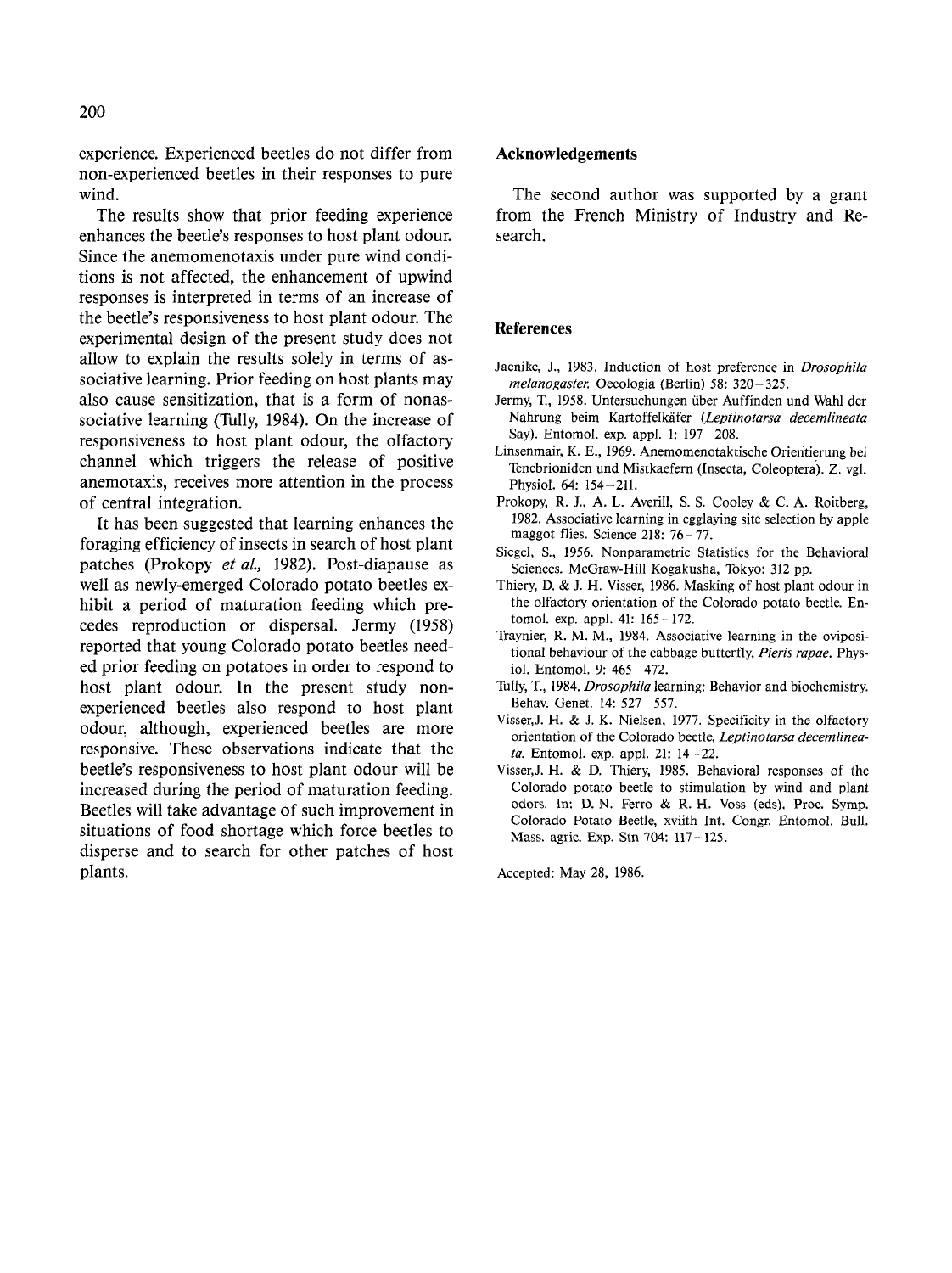experience. Experienced beetles do not differ from non-experienced beetles in their responses to pure wind.

The results show that prior feeding experience enhances the beetle's responses to host plant odour. Since the anemomenotaxis under pure wind conditions is not affected, the enhancement of upwind responses is interpreted in terms of an increase of the beetle's responsiveness to host plant odour. The experimental design of the present study does not allow to explain the results solely in terms of associative learning. Prior feeding on host plants may also cause sensitization, that is a form of nonassociative learning (Tully, 1984). On the increase of responsiveness to host plant odour, the olfactory channel which triggers the release of positive anemotaxis, receives more attention in the process of central integration.

It has been suggested that learning enhances the foraging efficiency of insects in search of host plant patches (Prokopy *et al.,* 1982). Post-diapause as well as newly-emerged Colorado potato beetles exhibit a period of maturation feeding which precedes reproduction or dispersal. Jermy (1958) reported that young Colorado potato beetles needed prior feeding on potatoes in order to respond to host plant odour. In the present study non-experienced beetles also respond to host plant odour, although, experienced beetles are more responsive. These observations indicate that the beetle's responsiveness to host plant odour will be increased during the period of maturation feeding. Beetles will take advantage of such improvement in situations of food shortage which force beetles to disperse and to search for other patches of host plants.

## Acknowledgements

The second author was supported by a grant from the French Ministry of Industry and Research.

## References

Jaenike, J., 1983. Induction of host preference in *Drosophila melanogaster.* Oecologia (Berlin) 58: 320–325.

Jermy, T., 1958. Untersuchungen über Auffinden und Wahl der Nahrung beim Kartoffelkäfer (*Leptinotarsa decemlineata* Say). Entomol. exp. appl. 1: 197–208.

Linsenmair, K. E., 1969. Anemomenotaktische Orientierung bei Tenebrioniden und Mistkaefern (Insecta, Coleoptera). Z. vgl. Physiol. 64: 154–211.

Prokopy, R. J., A. L. Averill, S. S. Cooley & C. A. Roitberg, 1982. Associative learning in egglaying site selection by apple maggot flies. Science 218: 76–77.

Siegel, S., 1956. Nonparametric Statistics for the Behavioral Sciences. McGraw-Hill Kogakusha, Tokyo: 312 pp.

Thiery, D. & J. H. Visser, 1986. Masking of host plant odour in the olfactory orientation of the Colorado potato beetle. Entomol. exp. appl. 41: 165–172.

Traynier, R. M. M., 1984. Associative learning in the ovipositional behaviour of the cabbage butterfly, *Pieris rapae*. Physiol. Entomol. 9: 465–472.

Tully, T., 1984. *Drosophila* learning: Behavior and biochemistry. Behav. Genet. 14: 527–557.

Visser, J. H. & J. K. Nielsen, 1977. Specificity in the olfactory orientation of the Colorado beetle, *Leptinotarsa decemlineata.* Entomol. exp. appl. 21: 14–22.

Visser, J. H. & D. Thiery, 1985. Behavioral responses of the Colorado potato beetle to stimulation by wind and plant odors. In: D. N. Ferro & R. H. Voss (eds), Proc. Symp. Colorado Potato Beetle, xviith Int. Congr. Entomol. Bull. Mass. agric. Exp. Stn 704: 117–125.

Accepted: May 28, 1986.